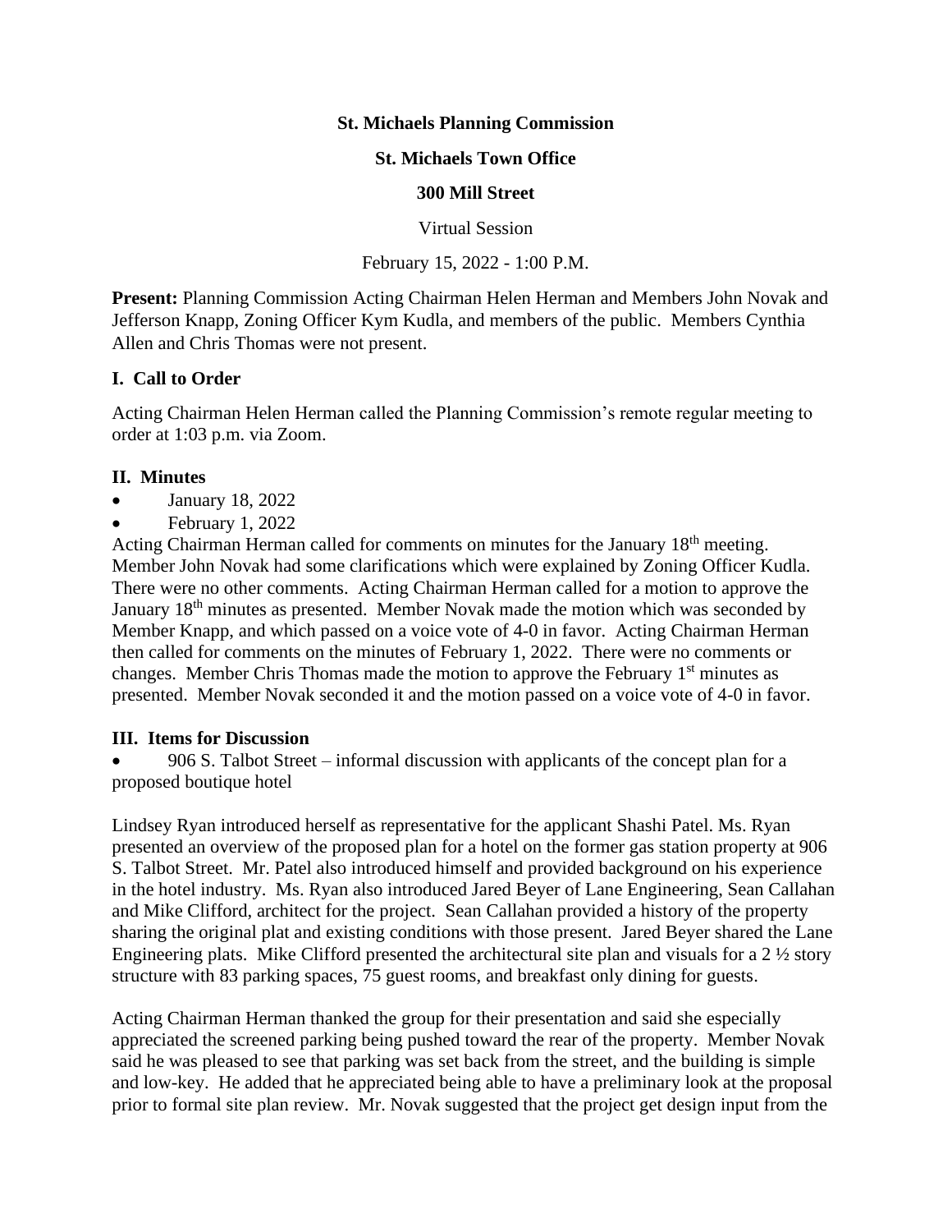**St. Michaels Planning Commission**

**St. Michaels Town Office**

**300 Mill Street**

Virtual Session

February 15, 2022 - 1:00 P.M.

**Present:** Planning Commission Acting Chairman Helen Herman and Members John Novak and Jefferson Knapp, Zoning Officer Kym Kudla, and members of the public. Members Cynthia Allen and Chris Thomas were not present.

## I. Call to Order

Acting Chairman Helen Herman called the Planning Commission's remote regular meeting to order at 1:03 p.m. via Zoom.

## II. Minutes

- January 18, 2022
- February 1, 2022

Acting Chairman Herman called for comments on minutes for the January 18th meeting. Member John Novak had some clarifications which were explained by Zoning Officer Kudla. There were no other comments. Acting Chairman Herman called for a motion to approve the January 18th minutes as presented. Member Novak made the motion which was seconded by Member Knapp, and which passed on a voice vote of 4-0 in favor. Acting Chairman Herman then called for comments on the minutes of February 1, 2022. There were no comments or changes. Member Chris Thomas made the motion to approve the February 1st minutes as presented. Member Novak seconded it and the motion passed on a voice vote of 4-0 in favor.

## III. Items for Discussion

- 906 S. Talbot Street – informal discussion with applicants of the concept plan for a proposed boutique hotel

Lindsey Ryan introduced herself as representative for the applicant Shashi Patel. Ms. Ryan presented an overview of the proposed plan for a hotel on the former gas station property at 906 S. Talbot Street. Mr. Patel also introduced himself and provided background on his experience in the hotel industry. Ms. Ryan also introduced Jared Beyer of Lane Engineering, Sean Callahan and Mike Clifford, architect for the project. Sean Callahan provided a history of the property sharing the original plat and existing conditions with those present. Jared Beyer shared the Lane Engineering plats. Mike Clifford presented the architectural site plan and visuals for a 2 ½ story structure with 83 parking spaces, 75 guest rooms, and breakfast only dining for guests.

Acting Chairman Herman thanked the group for their presentation and said she especially appreciated the screened parking being pushed toward the rear of the property. Member Novak said he was pleased to see that parking was set back from the street, and the building is simple and low-key. He added that he appreciated being able to have a preliminary look at the proposal prior to formal site plan review. Mr. Novak suggested that the project get design input from the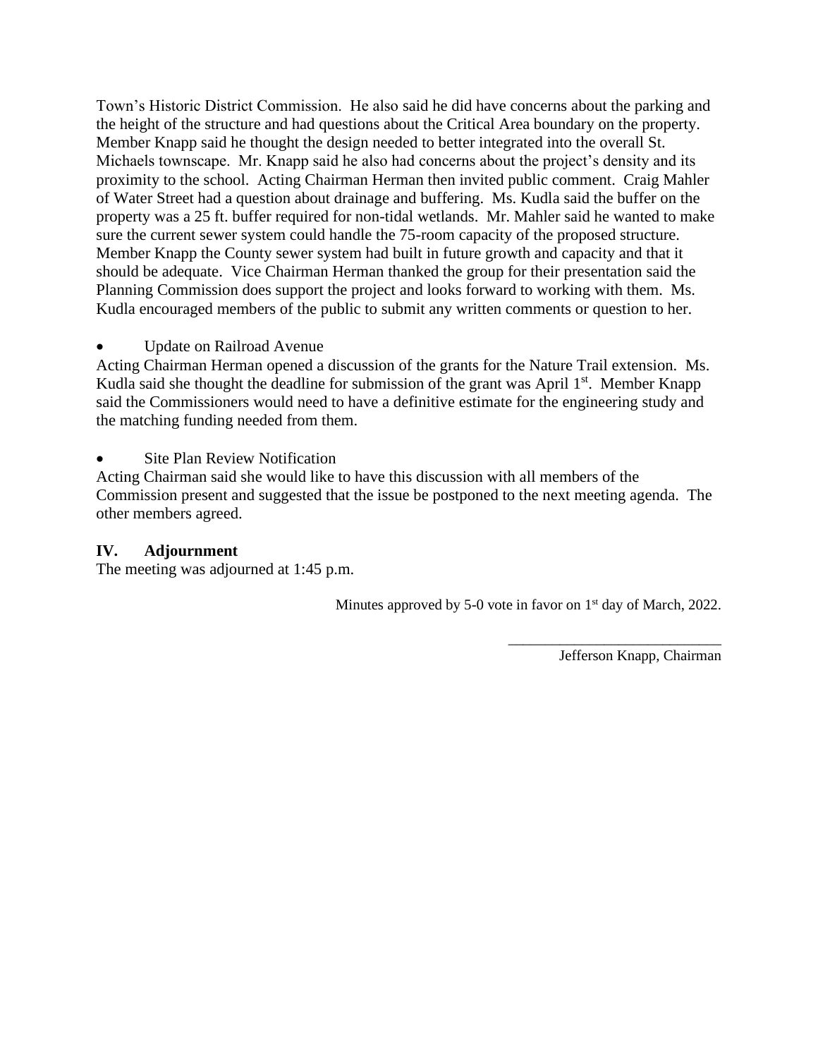Town's Historic District Commission. He also said he did have concerns about the parking and the height of the structure and had questions about the Critical Area boundary on the property. Member Knapp said he thought the design needed to better integrated into the overall St. Michaels townscape. Mr. Knapp said he also had concerns about the project's density and its proximity to the school. Acting Chairman Herman then invited public comment. Craig Mahler of Water Street had a question about drainage and buffering. Ms. Kudla said the buffer on the property was a 25 ft. buffer required for non-tidal wetlands. Mr. Mahler said he wanted to make sure the current sewer system could handle the 75-room capacity of the proposed structure. Member Knapp the County sewer system had built in future growth and capacity and that it should be adequate. Vice Chairman Herman thanked the group for their presentation said the Planning Commission does support the project and looks forward to working with them. Ms. Kudla encouraged members of the public to submit any written comments or question to her.

- Update on Railroad Avenue

Acting Chairman Herman opened a discussion of the grants for the Nature Trail extension. Ms. Kudla said she thought the deadline for submission of the grant was April 1st. Member Knapp said the Commissioners would need to have a definitive estimate for the engineering study and the matching funding needed from them.

- Site Plan Review Notification

Acting Chairman said she would like to have this discussion with all members of the Commission present and suggested that the issue be postponed to the next meeting agenda. The other members agreed.

## IV. Adjournment

The meeting was adjourned at 1:45 p.m.

Minutes approved by 5-0 vote in favor on 1st day of March, 2022.

_____________________________
Jefferson Knapp, Chairman